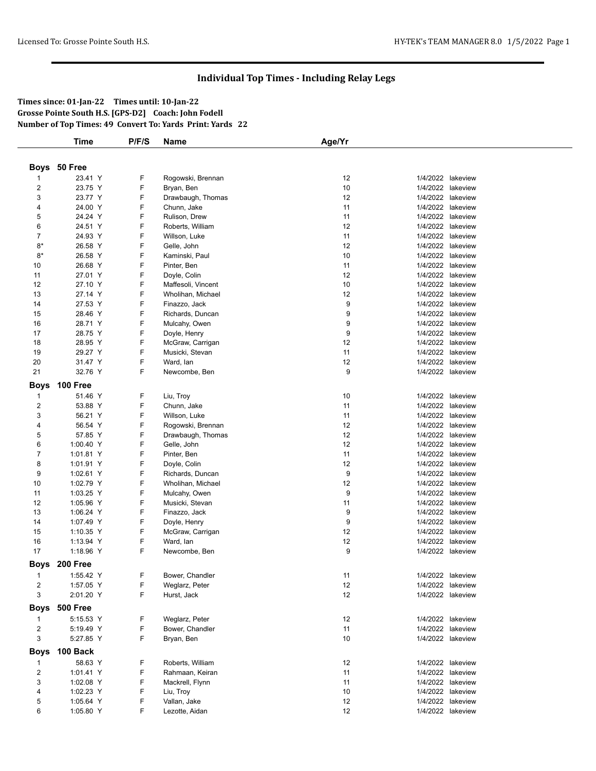# Individual Top Times - Including Relay Legs

**Times since: 01-Jan-22 Times until: 10-Jan-22**
**Grosse Pointe South H.S. [GPS-D2] Coach: John Fodell**
**Number of Top Times: 49 Convert To: Yards Print: Yards 22**

| | Time | P/F/S | Name | Age/Yr | Date | Meet |
|---|---|---|---|---|---|---|
| **Boys 50 Free** | | | | | | |
| 1 | 23.41 Y | F | Rogowski, Brennan | 12 | 1/4/2022 | lakeview |
| 2 | 23.75 Y | F | Bryan, Ben | 10 | 1/4/2022 | lakeview |
| 3 | 23.77 Y | F | Drawbaugh, Thomas | 12 | 1/4/2022 | lakeview |
| 4 | 24.00 Y | F | Chunn, Jake | 11 | 1/4/2022 | lakeview |
| 5 | 24.24 Y | F | Rulison, Drew | 11 | 1/4/2022 | lakeview |
| 6 | 24.51 Y | F | Roberts, William | 12 | 1/4/2022 | lakeview |
| 7 | 24.93 Y | F | Willson, Luke | 11 | 1/4/2022 | lakeview |
| 8* | 26.58 Y | F | Gelle, John | 12 | 1/4/2022 | lakeview |
| 8* | 26.58 Y | F | Kaminski, Paul | 10 | 1/4/2022 | lakeview |
| 10 | 26.68 Y | F | Pinter, Ben | 11 | 1/4/2022 | lakeview |
| 11 | 27.01 Y | F | Doyle, Colin | 12 | 1/4/2022 | lakeview |
| 12 | 27.10 Y | F | Maffesoli, Vincent | 10 | 1/4/2022 | lakeview |
| 13 | 27.14 Y | F | Wholihan, Michael | 12 | 1/4/2022 | lakeview |
| 14 | 27.53 Y | F | Finazzo, Jack | 9 | 1/4/2022 | lakeview |
| 15 | 28.46 Y | F | Richards, Duncan | 9 | 1/4/2022 | lakeview |
| 16 | 28.71 Y | F | Mulcahy, Owen | 9 | 1/4/2022 | lakeview |
| 17 | 28.75 Y | F | Doyle, Henry | 9 | 1/4/2022 | lakeview |
| 18 | 28.95 Y | F | McGraw, Carrigan | 12 | 1/4/2022 | lakeview |
| 19 | 29.27 Y | F | Musicki, Stevan | 11 | 1/4/2022 | lakeview |
| 20 | 31.47 Y | F | Ward, Ian | 12 | 1/4/2022 | lakeview |
| 21 | 32.76 Y | F | Newcombe, Ben | 9 | 1/4/2022 | lakeview |
| **Boys 100 Free** | | | | | | |
| 1 | 51.46 Y | F | Liu, Troy | 10 | 1/4/2022 | lakeview |
| 2 | 53.88 Y | F | Chunn, Jake | 11 | 1/4/2022 | lakeview |
| 3 | 56.21 Y | F | Willson, Luke | 11 | 1/4/2022 | lakeview |
| 4 | 56.54 Y | F | Rogowski, Brennan | 12 | 1/4/2022 | lakeview |
| 5 | 57.85 Y | F | Drawbaugh, Thomas | 12 | 1/4/2022 | lakeview |
| 6 | 1:00.40 Y | F | Gelle, John | 12 | 1/4/2022 | lakeview |
| 7 | 1:01.81 Y | F | Pinter, Ben | 11 | 1/4/2022 | lakeview |
| 8 | 1:01.91 Y | F | Doyle, Colin | 12 | 1/4/2022 | lakeview |
| 9 | 1:02.61 Y | F | Richards, Duncan | 9 | 1/4/2022 | lakeview |
| 10 | 1:02.79 Y | F | Wholihan, Michael | 12 | 1/4/2022 | lakeview |
| 11 | 1:03.25 Y | F | Mulcahy, Owen | 9 | 1/4/2022 | lakeview |
| 12 | 1:05.96 Y | F | Musicki, Stevan | 11 | 1/4/2022 | lakeview |
| 13 | 1:06.24 Y | F | Finazzo, Jack | 9 | 1/4/2022 | lakeview |
| 14 | 1:07.49 Y | F | Doyle, Henry | 9 | 1/4/2022 | lakeview |
| 15 | 1:10.35 Y | F | McGraw, Carrigan | 12 | 1/4/2022 | lakeview |
| 16 | 1:13.94 Y | F | Ward, Ian | 12 | 1/4/2022 | lakeview |
| 17 | 1:18.96 Y | F | Newcombe, Ben | 9 | 1/4/2022 | lakeview |
| **Boys 200 Free** | | | | | | |
| 1 | 1:55.42 Y | F | Bower, Chandler | 11 | 1/4/2022 | lakeview |
| 2 | 1:57.05 Y | F | Weglarz, Peter | 12 | 1/4/2022 | lakeview |
| 3 | 2:01.20 Y | F | Hurst, Jack | 12 | 1/4/2022 | lakeview |
| **Boys 500 Free** | | | | | | |
| 1 | 5:15.53 Y | F | Weglarz, Peter | 12 | 1/4/2022 | lakeview |
| 2 | 5:19.49 Y | F | Bower, Chandler | 11 | 1/4/2022 | lakeview |
| 3 | 5:27.85 Y | F | Bryan, Ben | 10 | 1/4/2022 | lakeview |
| **Boys 100 Back** | | | | | | |
| 1 | 58.63 Y | F | Roberts, William | 12 | 1/4/2022 | lakeview |
| 2 | 1:01.41 Y | F | Rahmaan, Keiran | 11 | 1/4/2022 | lakeview |
| 3 | 1:02.08 Y | F | Mackrell, Flynn | 11 | 1/4/2022 | lakeview |
| 4 | 1:02.23 Y | F | Liu, Troy | 10 | 1/4/2022 | lakeview |
| 5 | 1:05.64 Y | F | Vallan, Jake | 12 | 1/4/2022 | lakeview |
| 6 | 1:05.80 Y | F | Lezotte, Aidan | 12 | 1/4/2022 | lakeview |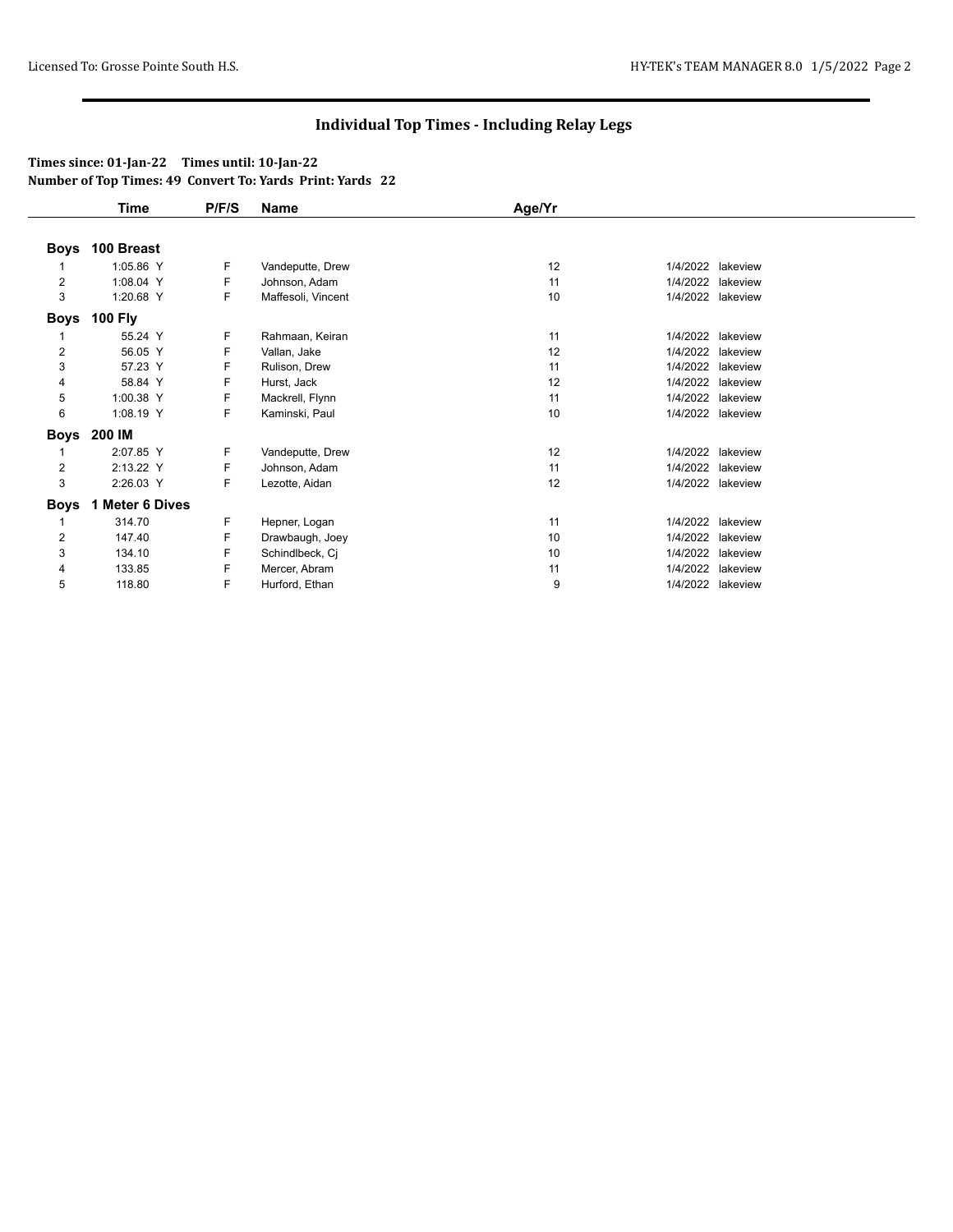## Individual Top Times - Including Relay Legs

**Times since: 01-Jan-22 Times until: 10-Jan-22**
**Number of Top Times: 49 Convert To: Yards Print: Yards 22**

| | Time | P/F/S | Name | Age/Yr | | |
|---|---|---|---|---|---|---|
| **Boys** | **100 Breast** | | | | | |
| 1 | 1:05.86 Y | F | Vandeputte, Drew | 12 | 1/4/2022 | lakeview |
| 2 | 1:08.04 Y | F | Johnson, Adam | 11 | 1/4/2022 | lakeview |
| 3 | 1:20.68 Y | F | Maffesoli, Vincent | 10 | 1/4/2022 | lakeview |
| **Boys** | **100 Fly** | | | | | |
| 1 | 55.24 Y | F | Rahmaan, Keiran | 11 | 1/4/2022 | lakeview |
| 2 | 56.05 Y | F | Vallan, Jake | 12 | 1/4/2022 | lakeview |
| 3 | 57.23 Y | F | Rulison, Drew | 11 | 1/4/2022 | lakeview |
| 4 | 58.84 Y | F | Hurst, Jack | 12 | 1/4/2022 | lakeview |
| 5 | 1:00.38 Y | F | Mackrell, Flynn | 11 | 1/4/2022 | lakeview |
| 6 | 1:08.19 Y | F | Kaminski, Paul | 10 | 1/4/2022 | lakeview |
| **Boys** | **200 IM** | | | | | |
| 1 | 2:07.85 Y | F | Vandeputte, Drew | 12 | 1/4/2022 | lakeview |
| 2 | 2:13.22 Y | F | Johnson, Adam | 11 | 1/4/2022 | lakeview |
| 3 | 2:26.03 Y | F | Lezotte, Aidan | 12 | 1/4/2022 | lakeview |
| **Boys** | **1 Meter 6 Dives** | | | | | |
| 1 | 314.70 | F | Hepner, Logan | 11 | 1/4/2022 | lakeview |
| 2 | 147.40 | F | Drawbaugh, Joey | 10 | 1/4/2022 | lakeview |
| 3 | 134.10 | F | Schindlbeck, Cj | 10 | 1/4/2022 | lakeview |
| 4 | 133.85 | F | Mercer, Abram | 11 | 1/4/2022 | lakeview |
| 5 | 118.80 | F | Hurford, Ethan | 9 | 1/4/2022 | lakeview |